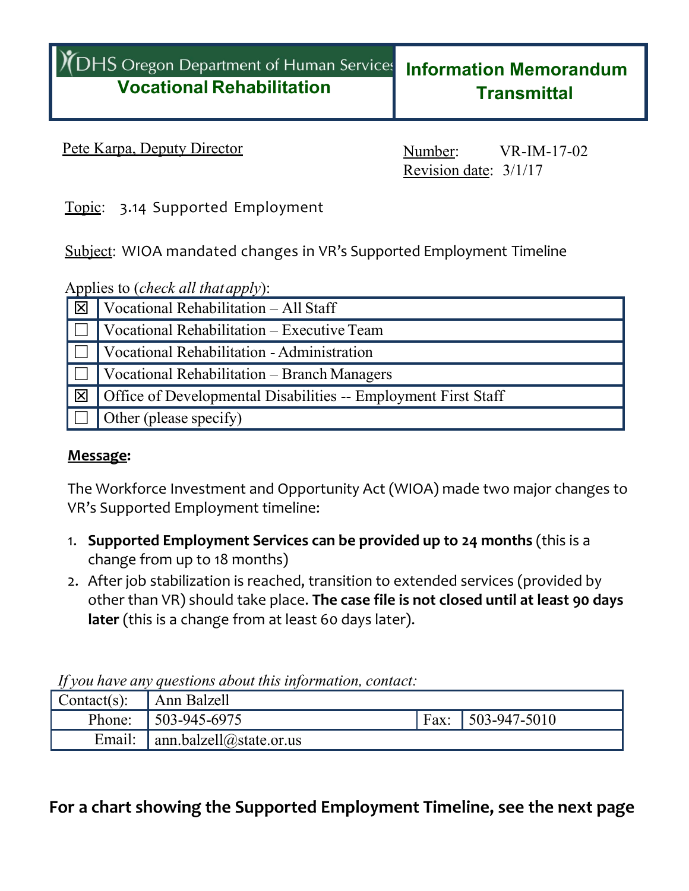# DHS Oregon Department of Human Services
## Vocational Rehabilitation

## Information Memorandum Transmittal

Pete Karpa, Deputy Director

Number: VR-IM-17-02
Revision date: 3/1/17

Topic: 3.14 Supported Employment

Subject: WIOA mandated changes in VR's Supported Employment Timeline

Applies to (*check all that apply*):

| | |
|---|---|
| ☒ | Vocational Rehabilitation – All Staff |
| ☐ | Vocational Rehabilitation – Executive Team |
| ☐ | Vocational Rehabilitation - Administration |
| ☐ | Vocational Rehabilitation – Branch Managers |
| ☒ | Office of Developmental Disabilities -- Employment First Staff |
| ☐ | Other (please specify) |

**Message:**

The Workforce Investment and Opportunity Act (WIOA) made two major changes to VR's Supported Employment timeline:

1. **Supported Employment Services can be provided up to 24 months** (this is a change from up to 18 months)
2. After job stabilization is reached, transition to extended services (provided by other than VR) should take place. **The case file is not closed until at least 90 days later** (this is a change from at least 60 days later).

*If you have any questions about this information, contact:*

| | | | |
|---|---|---|---|
| Contact(s): | Ann Balzell | | |
| Phone: | 503-945-6975 | Fax: | 503-947-5010 |
| Email: | ann.balzell@state.or.us | | |

**For a chart showing the Supported Employment Timeline, see the next page**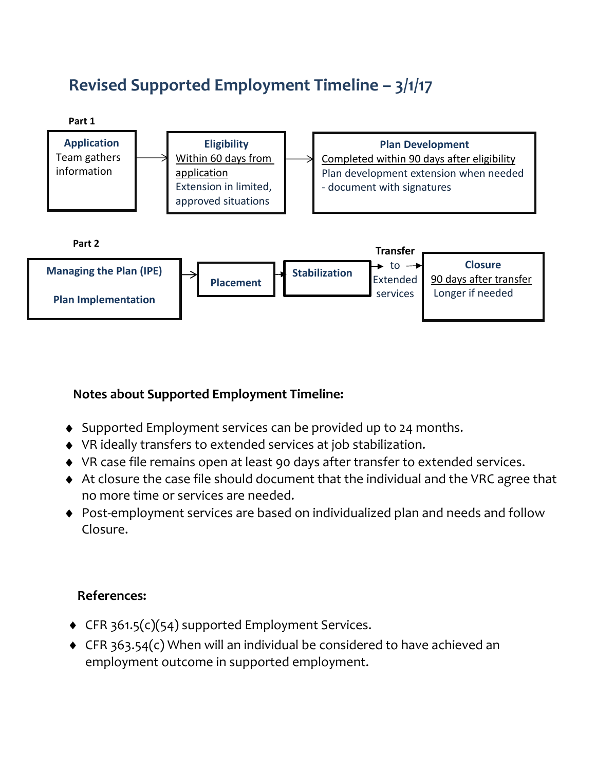# Revised Supported Employment Timeline – 3/1/17

**Part 1**

**Application**
Team gathers information

→

**Eligibility**
Within 60 days from application
Extension in limited, approved situations

→

**Plan Development**
Completed within 90 days after eligibility
Plan development extension when needed - document with signatures

**Part 2**

**Managing the Plan (IPE)**

**Plan Implementation**

→

**Placement**

→

**Stabilization**

→ **Transfer** to Extended services →

**Closure**
90 days after transfer
Longer if needed

**Notes about Supported Employment Timeline:**

- Supported Employment services can be provided up to 24 months.
- VR ideally transfers to extended services at job stabilization.
- VR case file remains open at least 90 days after transfer to extended services.
- At closure the case file should document that the individual and the VRC agree that no more time or services are needed.
- Post-employment services are based on individualized plan and needs and follow Closure.

**References:**

- CFR 361.5(c)(54) supported Employment Services.
- CFR 363.54(c) When will an individual be considered to have achieved an employment outcome in supported employment.